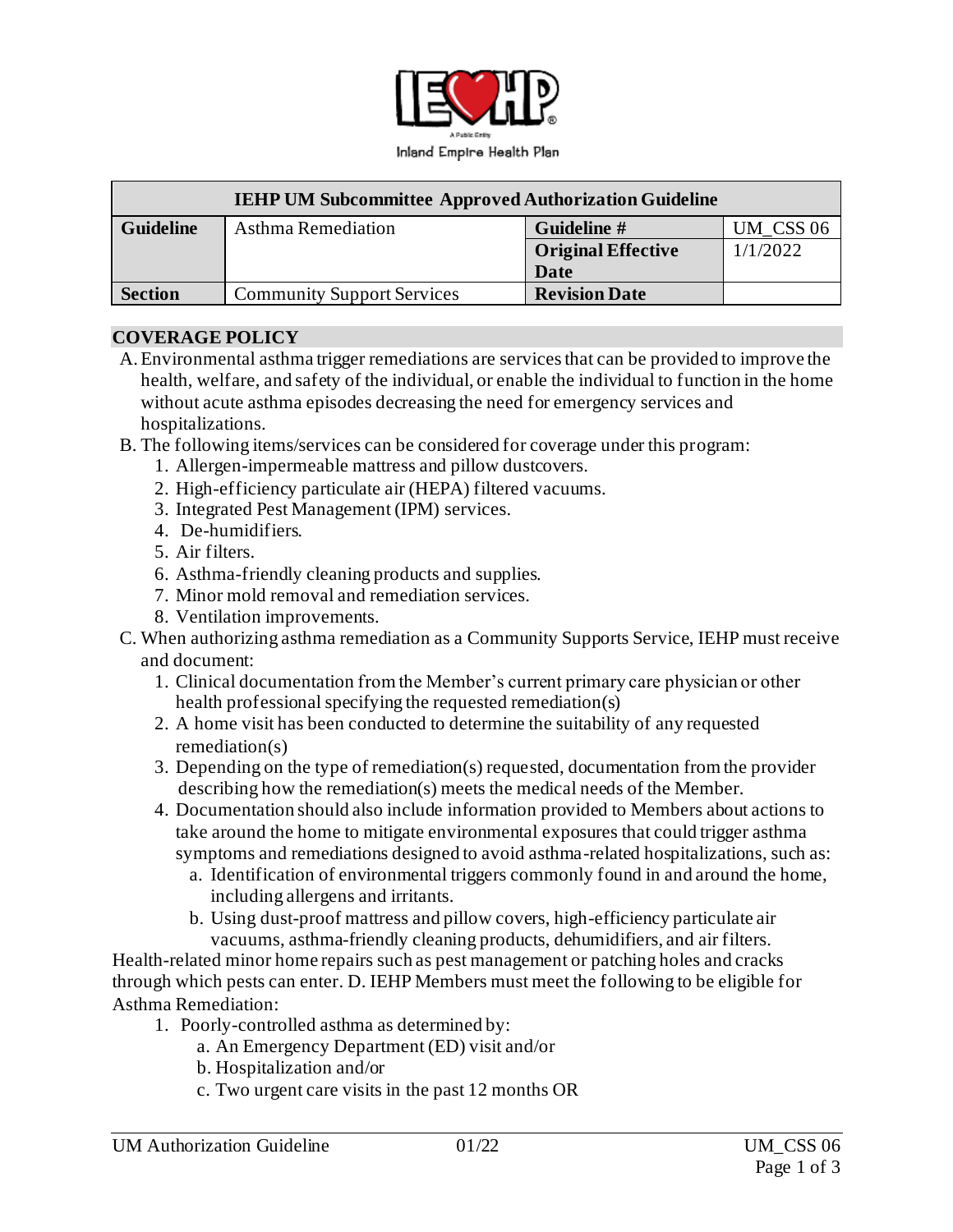Inland Empire Health Plan

| IEHP UM Subcommittee Approved Authorization Guideline | | | |
|---|---|---|---|
| **Guideline** | Asthma Remediation | **Guideline #** | UM_CSS 06 |
| | | **Original Effective Date** | 1/1/2022 |
| **Section** | Community Support Services | **Revision Date** | |

## COVERAGE POLICY

A. Environmental asthma trigger remediations are services that can be provided to improve the health, welfare, and safety of the individual, or enable the individual to function in the home without acute asthma episodes decreasing the need for emergency services and hospitalizations.

B. The following items/services can be considered for coverage under this program:
   1. Allergen-impermeable mattress and pillow dustcovers.
   2. High-efficiency particulate air (HEPA) filtered vacuums.
   3. Integrated Pest Management (IPM) services.
   4. De-humidifiers.
   5. Air filters.
   6. Asthma-friendly cleaning products and supplies.
   7. Minor mold removal and remediation services.
   8. Ventilation improvements.

C. When authorizing asthma remediation as a Community Supports Service, IEHP must receive and document:
   1. Clinical documentation from the Member's current primary care physician or other health professional specifying the requested remediation(s)
   2. A home visit has been conducted to determine the suitability of any requested remediation(s)
   3. Depending on the type of remediation(s) requested, documentation from the provider describing how the remediation(s) meets the medical needs of the Member.
   4. Documentation should also include information provided to Members about actions to take around the home to mitigate environmental exposures that could trigger asthma symptoms and remediations designed to avoid asthma-related hospitalizations, such as:
      a. Identification of environmental triggers commonly found in and around the home, including allergens and irritants.
      b. Using dust-proof mattress and pillow covers, high-efficiency particulate air vacuums, asthma-friendly cleaning products, dehumidifiers, and air filters.

Health-related minor home repairs such as pest management or patching holes and cracks through which pests can enter. D. IEHP Members must meet the following to be eligible for Asthma Remediation:
   1. Poorly-controlled asthma as determined by:
      a. An Emergency Department (ED) visit and/or
      b. Hospitalization and/or
      c. Two urgent care visits in the past 12 months OR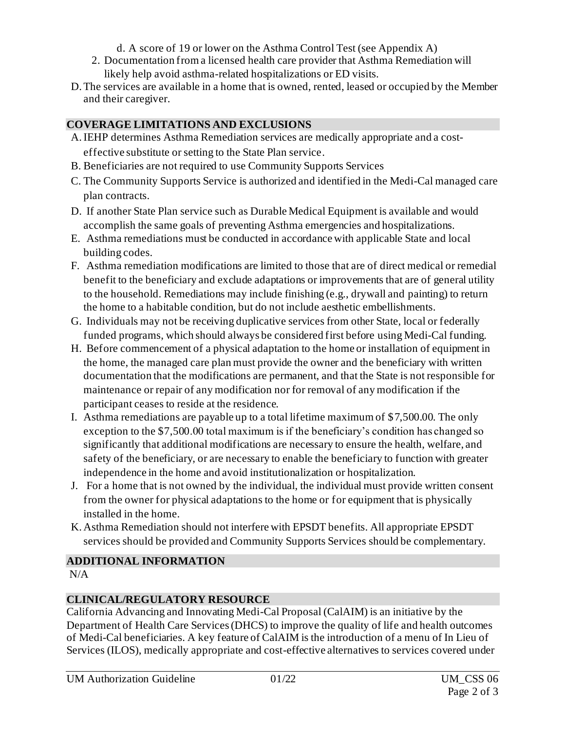d. A score of 19 or lower on the Asthma Control Test (see Appendix A)

2. Documentation from a licensed health care provider that Asthma Remediation will likely help avoid asthma-related hospitalizations or ED visits.

D. The services are available in a home that is owned, rented, leased or occupied by the Member and their caregiver.

## COVERAGE LIMITATIONS AND EXCLUSIONS

A. IEHP determines Asthma Remediation services are medically appropriate and a cost-effective substitute or setting to the State Plan service.

B. Beneficiaries are not required to use Community Supports Services

C. The Community Supports Service is authorized and identified in the Medi-Cal managed care plan contracts.

D. If another State Plan service such as Durable Medical Equipment is available and would accomplish the same goals of preventing Asthma emergencies and hospitalizations.

E. Asthma remediations must be conducted in accordance with applicable State and local building codes.

F. Asthma remediation modifications are limited to those that are of direct medical or remedial benefit to the beneficiary and exclude adaptations or improvements that are of general utility to the household. Remediations may include finishing (e.g., drywall and painting) to return the home to a habitable condition, but do not include aesthetic embellishments.

G. Individuals may not be receiving duplicative services from other State, local or federally funded programs, which should always be considered first before using Medi-Cal funding.

H. Before commencement of a physical adaptation to the home or installation of equipment in the home, the managed care plan must provide the owner and the beneficiary with written documentation that the modifications are permanent, and that the State is not responsible for maintenance or repair of any modification nor for removal of any modification if the participant ceases to reside at the residence.

I. Asthma remediations are payable up to a total lifetime maximum of $7,500.00. The only exception to the $7,500.00 total maximum is if the beneficiary's condition has changed so significantly that additional modifications are necessary to ensure the health, welfare, and safety of the beneficiary, or are necessary to enable the beneficiary to function with greater independence in the home and avoid institutionalization or hospitalization.

J. For a home that is not owned by the individual, the individual must provide written consent from the owner for physical adaptations to the home or for equipment that is physically installed in the home.

K. Asthma Remediation should not interfere with EPSDT benefits. All appropriate EPSDT services should be provided and Community Supports Services should be complementary.

## ADDITIONAL INFORMATION

N/A

## CLINICAL/REGULATORY RESOURCE

California Advancing and Innovating Medi-Cal Proposal (CalAIM) is an initiative by the Department of Health Care Services (DHCS) to improve the quality of life and health outcomes of Medi-Cal beneficiaries. A key feature of CalAIM is the introduction of a menu of In Lieu of Services (ILOS), medically appropriate and cost-effective alternatives to services covered under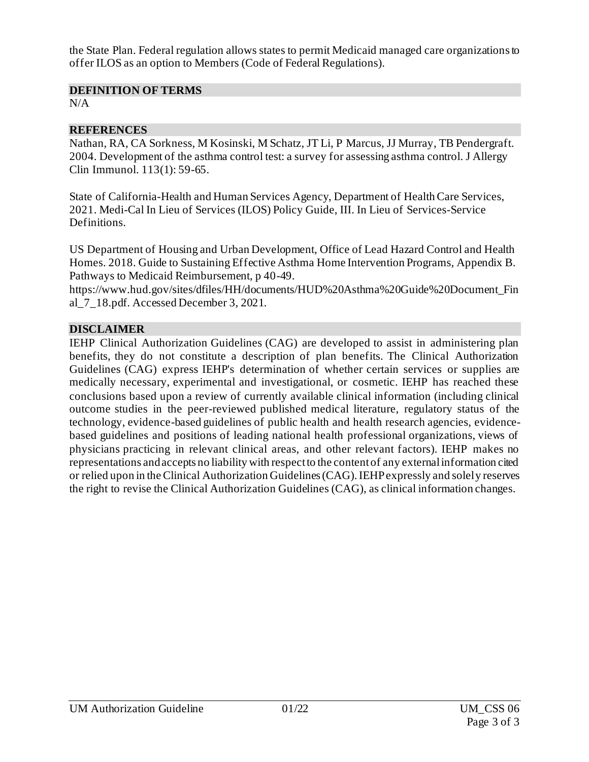the State Plan. Federal regulation allows states to permit Medicaid managed care organizations to offer ILOS as an option to Members (Code of Federal Regulations).

## DEFINITION OF TERMS

N/A

## REFERENCES

Nathan, RA, CA Sorkness, M Kosinski, M Schatz, JT Li, P Marcus, JJ Murray, TB Pendergraft. 2004. Development of the asthma control test: a survey for assessing asthma control. J Allergy Clin Immunol. 113(1): 59-65.

State of California-Health and Human Services Agency, Department of Health Care Services, 2021. Medi-Cal In Lieu of Services (ILOS) Policy Guide, III. In Lieu of Services-Service Definitions.

US Department of Housing and Urban Development, Office of Lead Hazard Control and Health Homes. 2018. Guide to Sustaining Effective Asthma Home Intervention Programs, Appendix B. Pathways to Medicaid Reimbursement, p 40-49. https://www.hud.gov/sites/dfiles/HH/documents/HUD%20Asthma%20Guide%20Document_Final_7_18.pdf. Accessed December 3, 2021.

## DISCLAIMER

IEHP Clinical Authorization Guidelines (CAG) are developed to assist in administering plan benefits, they do not constitute a description of plan benefits. The Clinical Authorization Guidelines (CAG) express IEHP's determination of whether certain services or supplies are medically necessary, experimental and investigational, or cosmetic. IEHP has reached these conclusions based upon a review of currently available clinical information (including clinical outcome studies in the peer-reviewed published medical literature, regulatory status of the technology, evidence-based guidelines of public health and health research agencies, evidence-based guidelines and positions of leading national health professional organizations, views of physicians practicing in relevant clinical areas, and other relevant factors). IEHP makes no representations and accepts no liability with respect to the content of any external information cited or relied upon in the Clinical Authorization Guidelines (CAG). IEHP expressly and solely reserves the right to revise the Clinical Authorization Guidelines (CAG), as clinical information changes.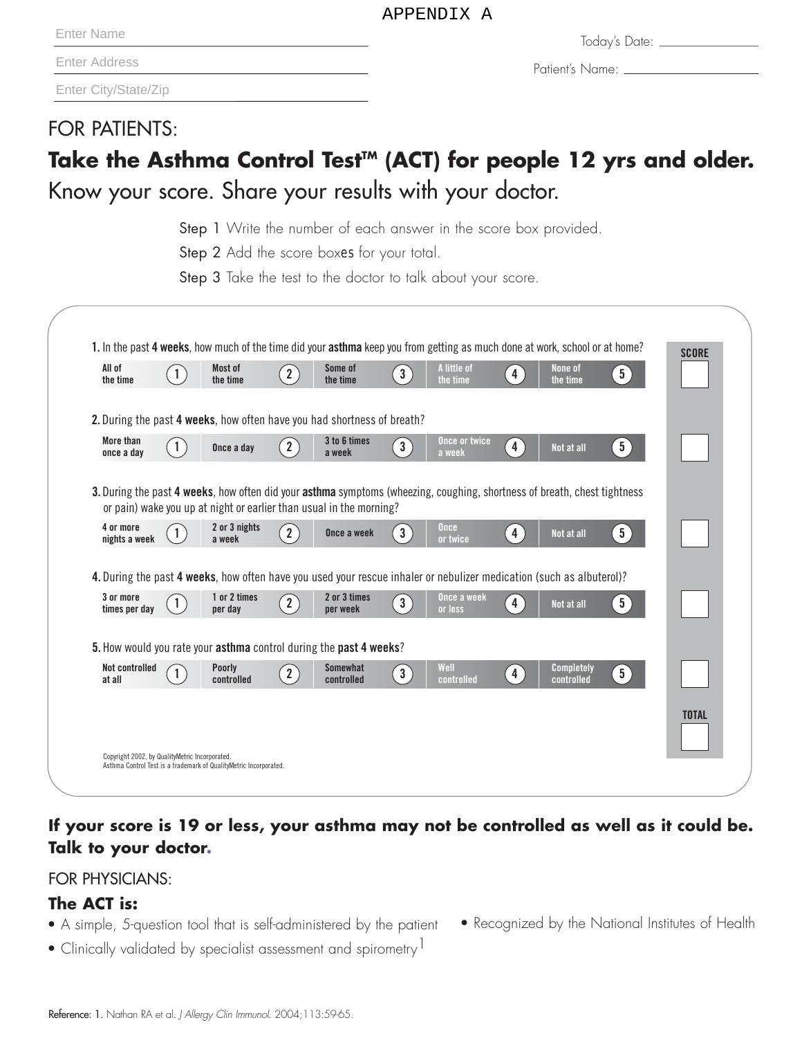APPENDIX A

Enter Name

Enter Address

Enter City/State/Zip

Today's Date: ______________

Patient's Name: ______________

FOR PATIENTS:

## Take the Asthma Control Test™ (ACT) for people 12 yrs and older.

Know your score. Share your results with your doctor.

Step 1 Write the number of each answer in the score box provided.

Step 2 Add the score boxes for your total.

Step 3 Take the test to the doctor to talk about your score.

**1.** In the past **4 weeks**, how much of the time did your **asthma** keep you from getting as much done at work, school or at home?

| All of the time | Most of the time | Some of the time | A little of the time | None of the time | SCORE |
|---|---|---|---|---|---|
| 1 | 2 | 3 | 4 | 5 | |

**2.** During the past **4 weeks**, how often have you had shortness of breath?

| More than once a day | Once a day | 3 to 6 times a week | Once or twice a week | Not at all | SCORE |
|---|---|---|---|---|---|
| 1 | 2 | 3 | 4 | 5 | |

**3.** During the past **4 weeks**, how often did your **asthma** symptoms (wheezing, coughing, shortness of breath, chest tightness or pain) wake you up at night or earlier than usual in the morning?

| 4 or more nights a week | 2 or 3 nights a week | Once a week | Once or twice | Not at all | SCORE |
|---|---|---|---|---|---|
| 1 | 2 | 3 | 4 | 5 | |

**4.** During the past **4 weeks**, how often have you used your rescue inhaler or nebulizer medication (such as albuterol)?

| 3 or more times per day | 1 or 2 times per day | 2 or 3 times per week | Once a week or less | Not at all | SCORE |
|---|---|---|---|---|---|
| 1 | 2 | 3 | 4 | 5 | |

**5.** How would you rate your **asthma** control during the **past 4 weeks**?

| Not controlled at all | Poorly controlled | Somewhat controlled | Well controlled | Completely controlled | SCORE |
|---|---|---|---|---|---|
| 1 | 2 | 3 | 4 | 5 | |

**TOTAL** ______

Copyright 2002, by QualityMetric Incorporated.
Asthma Control Test is a trademark of QualityMetric Incorporated.

**If your score is 19 or less, your asthma may not be controlled as well as it could be. Talk to your doctor.**

FOR PHYSICIANS:

**The ACT is:**

- A simple, 5-question tool that is self-administered by the patient
- Clinically validated by specialist assessment and spirometry[1]
- Recognized by the National Institutes of Health

Reference: 1. Nathan RA et al. *J Allergy Clin Immunol.* 2004;113:59-65.